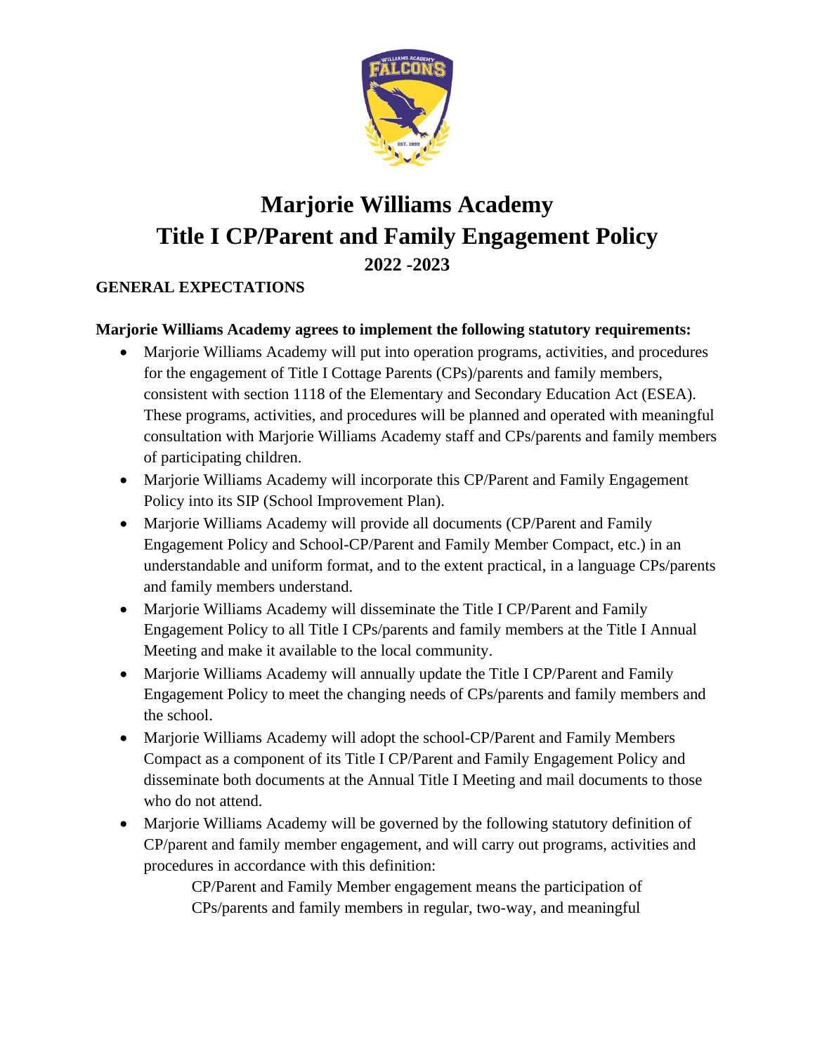# Marjorie Williams Academy
# Title I CP/Parent and Family Engagement Policy
## 2022 -2023

**GENERAL EXPECTATIONS**

**Marjorie Williams Academy agrees to implement the following statutory requirements:**

- Marjorie Williams Academy will put into operation programs, activities, and procedures for the engagement of Title I Cottage Parents (CPs)/parents and family members, consistent with section 1118 of the Elementary and Secondary Education Act (ESEA). These programs, activities, and procedures will be planned and operated with meaningful consultation with Marjorie Williams Academy staff and CPs/parents and family members of participating children.
- Marjorie Williams Academy will incorporate this CP/Parent and Family Engagement Policy into its SIP (School Improvement Plan).
- Marjorie Williams Academy will provide all documents (CP/Parent and Family Engagement Policy and School-CP/Parent and Family Member Compact, etc.) in an understandable and uniform format, and to the extent practical, in a language CPs/parents and family members understand.
- Marjorie Williams Academy will disseminate the Title I CP/Parent and Family Engagement Policy to all Title I CPs/parents and family members at the Title I Annual Meeting and make it available to the local community.
- Marjorie Williams Academy will annually update the Title I CP/Parent and Family Engagement Policy to meet the changing needs of CPs/parents and family members and the school.
- Marjorie Williams Academy will adopt the school-CP/Parent and Family Members Compact as a component of its Title I CP/Parent and Family Engagement Policy and disseminate both documents at the Annual Title I Meeting and mail documents to those who do not attend.
- Marjorie Williams Academy will be governed by the following statutory definition of CP/parent and family member engagement, and will carry out programs, activities and procedures in accordance with this definition:

  CP/Parent and Family Member engagement means the participation of CPs/parents and family members in regular, two-way, and meaningful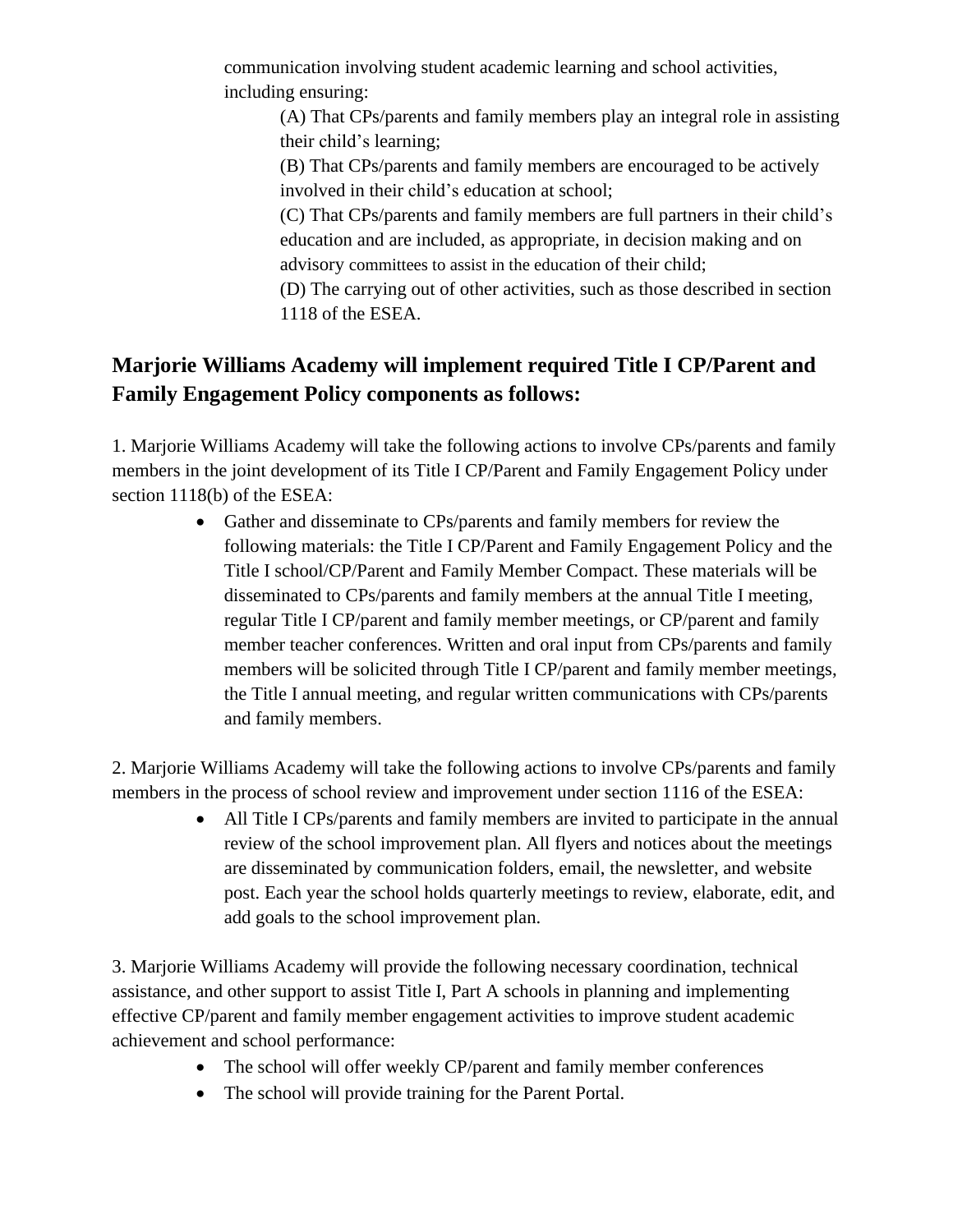communication involving student academic learning and school activities, including ensuring:

(A) That CPs/parents and family members play an integral role in assisting their child's learning;

(B) That CPs/parents and family members are encouraged to be actively involved in their child's education at school;

(C) That CPs/parents and family members are full partners in their child's education and are included, as appropriate, in decision making and on advisory committees to assist in the education of their child;

(D) The carrying out of other activities, such as those described in section 1118 of the ESEA.

## Marjorie Williams Academy will implement required Title I CP/Parent and Family Engagement Policy components as follows:

1. Marjorie Williams Academy will take the following actions to involve CPs/parents and family members in the joint development of its Title I CP/Parent and Family Engagement Policy under section 1118(b) of the ESEA:

- Gather and disseminate to CPs/parents and family members for review the following materials: the Title I CP/Parent and Family Engagement Policy and the Title I school/CP/Parent and Family Member Compact. These materials will be disseminated to CPs/parents and family members at the annual Title I meeting, regular Title I CP/parent and family member meetings, or CP/parent and family member teacher conferences. Written and oral input from CPs/parents and family members will be solicited through Title I CP/parent and family member meetings, the Title I annual meeting, and regular written communications with CPs/parents and family members.

2. Marjorie Williams Academy will take the following actions to involve CPs/parents and family members in the process of school review and improvement under section 1116 of the ESEA:

- All Title I CPs/parents and family members are invited to participate in the annual review of the school improvement plan. All flyers and notices about the meetings are disseminated by communication folders, email, the newsletter, and website post. Each year the school holds quarterly meetings to review, elaborate, edit, and add goals to the school improvement plan.

3. Marjorie Williams Academy will provide the following necessary coordination, technical assistance, and other support to assist Title I, Part A schools in planning and implementing effective CP/parent and family member engagement activities to improve student academic achievement and school performance:

- The school will offer weekly CP/parent and family member conferences
- The school will provide training for the Parent Portal.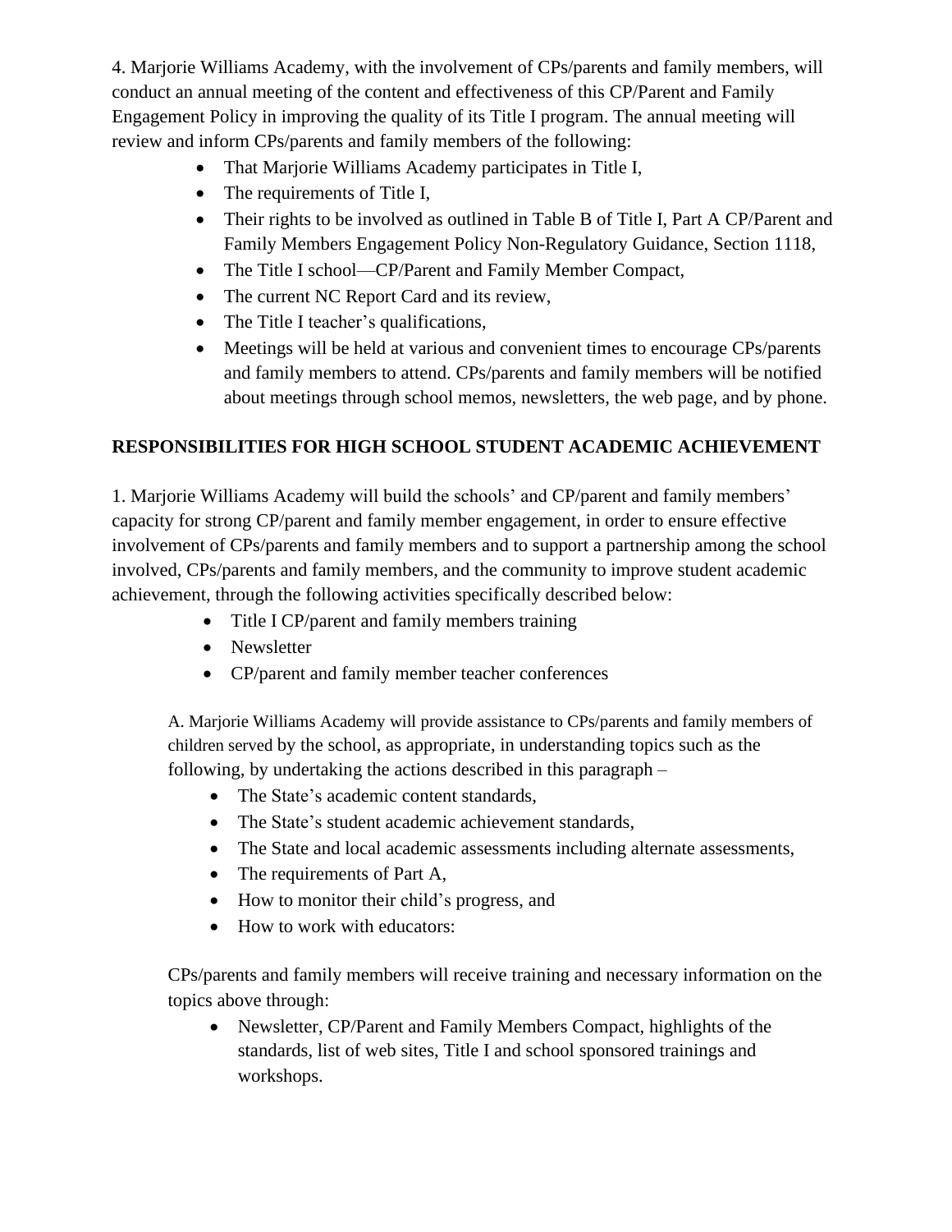4. Marjorie Williams Academy, with the involvement of CPs/parents and family members, will conduct an annual meeting of the content and effectiveness of this CP/Parent and Family Engagement Policy in improving the quality of its Title I program. The annual meeting will review and inform CPs/parents and family members of the following:

- That Marjorie Williams Academy participates in Title I,
- The requirements of Title I,
- Their rights to be involved as outlined in Table B of Title I, Part A CP/Parent and Family Members Engagement Policy Non-Regulatory Guidance, Section 1118,
- The Title I school—CP/Parent and Family Member Compact,
- The current NC Report Card and its review,
- The Title I teacher's qualifications,
- Meetings will be held at various and convenient times to encourage CPs/parents and family members to attend. CPs/parents and family members will be notified about meetings through school memos, newsletters, the web page, and by phone.

**RESPONSIBILITIES FOR HIGH SCHOOL STUDENT ACADEMIC ACHIEVEMENT**

1. Marjorie Williams Academy will build the schools' and CP/parent and family members' capacity for strong CP/parent and family member engagement, in order to ensure effective involvement of CPs/parents and family members and to support a partnership among the school involved, CPs/parents and family members, and the community to improve student academic achievement, through the following activities specifically described below:

- Title I CP/parent and family members training
- Newsletter
- CP/parent and family member teacher conferences

A. Marjorie Williams Academy will provide assistance to CPs/parents and family members of children served by the school, as appropriate, in understanding topics such as the following, by undertaking the actions described in this paragraph –

- The State's academic content standards,
- The State's student academic achievement standards,
- The State and local academic assessments including alternate assessments,
- The requirements of Part A,
- How to monitor their child's progress, and
- How to work with educators:

CPs/parents and family members will receive training and necessary information on the topics above through:

- Newsletter, CP/Parent and Family Members Compact, highlights of the standards, list of web sites, Title I and school sponsored trainings and workshops.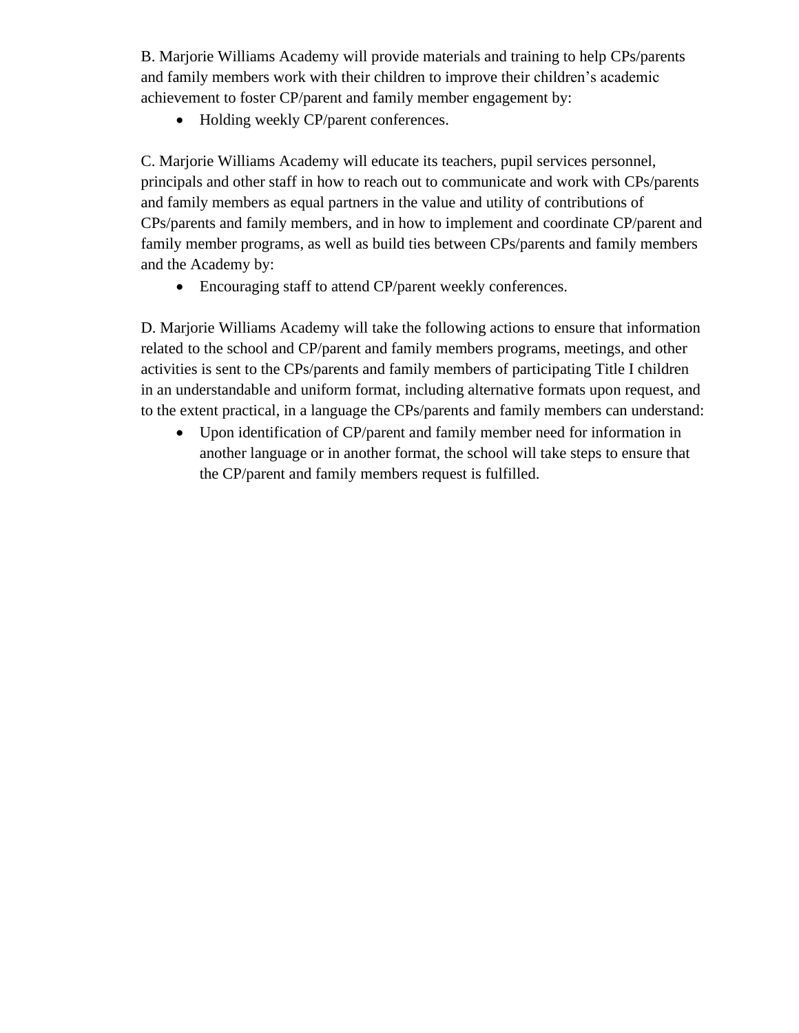B. Marjorie Williams Academy will provide materials and training to help CPs/parents and family members work with their children to improve their children's academic achievement to foster CP/parent and family member engagement by:

- Holding weekly CP/parent conferences.

C. Marjorie Williams Academy will educate its teachers, pupil services personnel, principals and other staff in how to reach out to communicate and work with CPs/parents and family members as equal partners in the value and utility of contributions of CPs/parents and family members, and in how to implement and coordinate CP/parent and family member programs, as well as build ties between CPs/parents and family members and the Academy by:

- Encouraging staff to attend CP/parent weekly conferences.

D. Marjorie Williams Academy will take the following actions to ensure that information related to the school and CP/parent and family members programs, meetings, and other activities is sent to the CPs/parents and family members of participating Title I children in an understandable and uniform format, including alternative formats upon request, and to the extent practical, in a language the CPs/parents and family members can understand:

- Upon identification of CP/parent and family member need for information in another language or in another format, the school will take steps to ensure that the CP/parent and family members request is fulfilled.